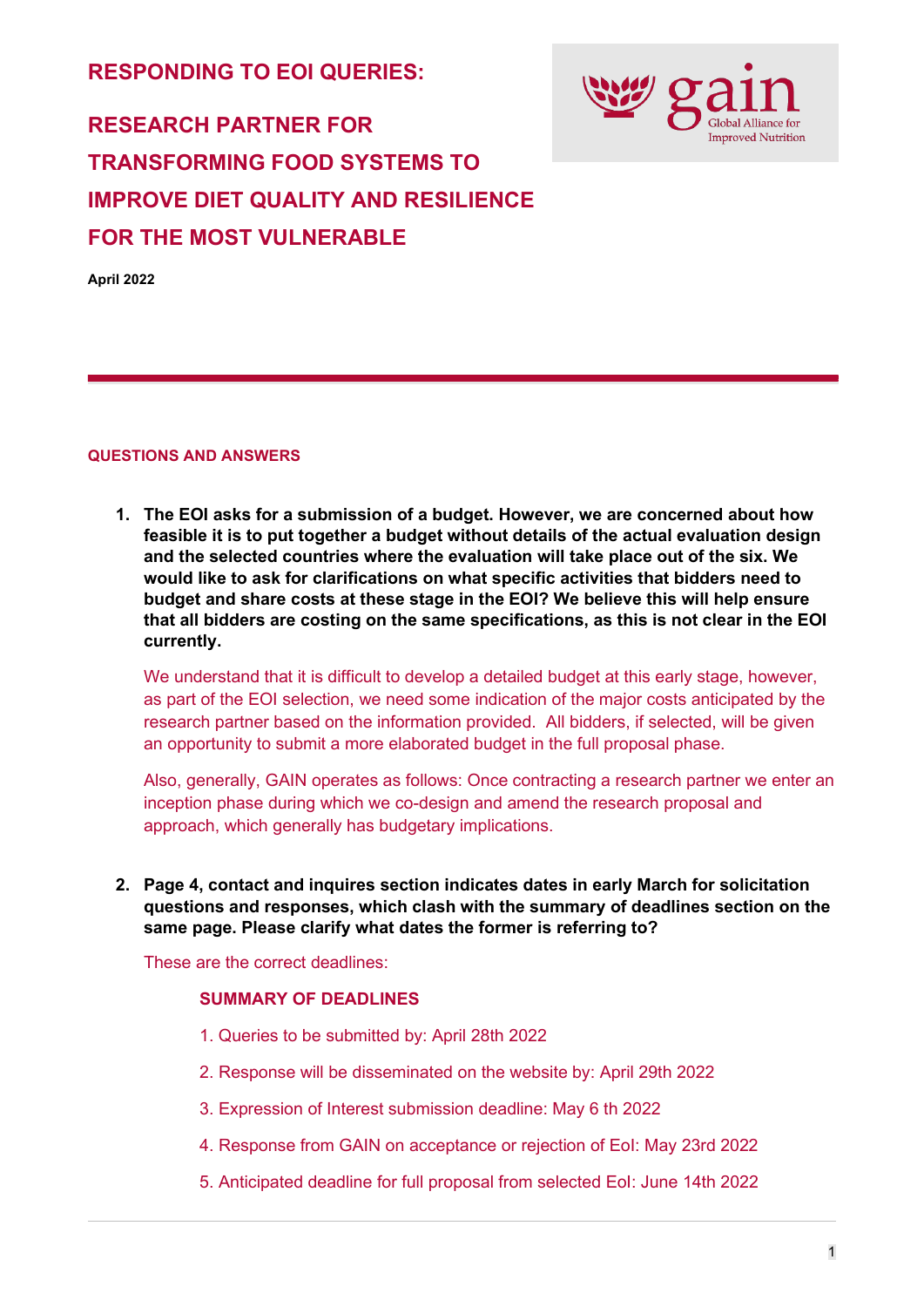# RESPONDING TO EOI QUERIES:

# RESEARCH PARTNER FOR TRANSFORMING FOOD SYSTEMS TO IMPROVE DIET QUALITY AND RESILIENCE FOR THE MOST VULNERABLE

**April 2022**

---

## QUESTIONS AND ANSWERS

1. **The EOI asks for a submission of a budget. However, we are concerned about how feasible it is to put together a budget without details of the actual evaluation design and the selected countries where the evaluation will take place out of the six. We would like to ask for clarifications on what specific activities that bidders need to budget and share costs at these stage in the EOI? We believe this will help ensure that all bidders are costing on the same specifications, as this is not clear in the EOI currently.**

   We understand that it is difficult to develop a detailed budget at this early stage, however, as part of the EOI selection, we need some indication of the major costs anticipated by the research partner based on the information provided. All bidders, if selected, will be given an opportunity to submit a more elaborated budget in the full proposal phase.

   Also, generally, GAIN operates as follows: Once contracting a research partner we enter an inception phase during which we co-design and amend the research proposal and approach, which generally has budgetary implications.

2. **Page 4, contact and inquires section indicates dates in early March for solicitation questions and responses, which clash with the summary of deadlines section on the same page. Please clarify what dates the former is referring to?**

   These are the correct deadlines:

   **SUMMARY OF DEADLINES**

   1. Queries to be submitted by: April 28th 2022
   2. Response will be disseminated on the website by: April 29th 2022
   3. Expression of Interest submission deadline: May 6 th 2022
   4. Response from GAIN on acceptance or rejection of EoI: May 23rd 2022
   5. Anticipated deadline for full proposal from selected EoI: June 14th 2022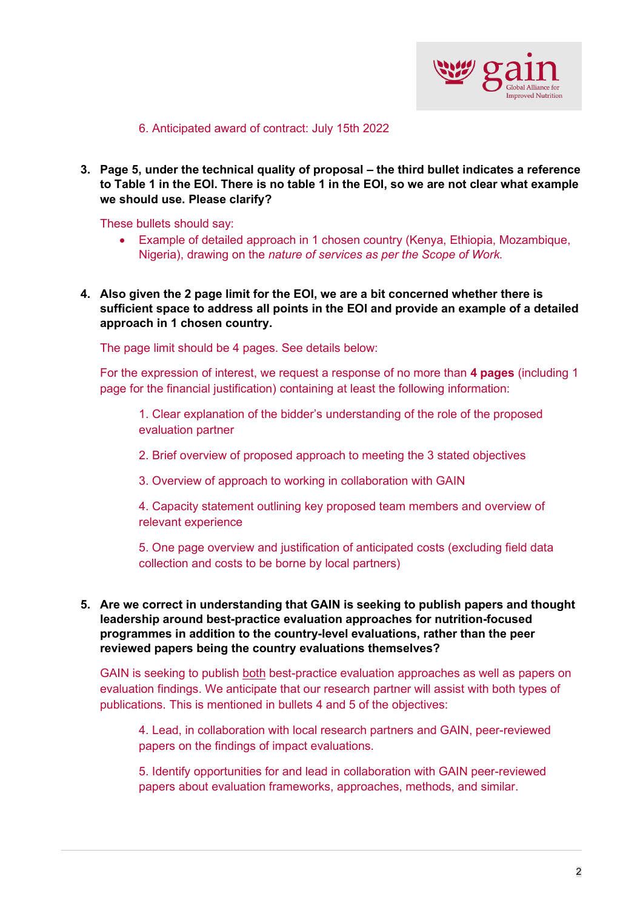6. Anticipated award of contract: July 15th 2022

3. **Page 5, under the technical quality of proposal – the third bullet indicates a reference to Table 1 in the EOI. There is no table 1 in the EOI, so we are not clear what example we should use. Please clarify?**

   These bullets should say:

   - Example of detailed approach in 1 chosen country (Kenya, Ethiopia, Mozambique, Nigeria), drawing on the *nature of services as per the Scope of Work.*

4. **Also given the 2 page limit for the EOI, we are a bit concerned whether there is sufficient space to address all points in the EOI and provide an example of a detailed approach in 1 chosen country.**

   The page limit should be 4 pages. See details below:

   For the expression of interest, we request a response of no more than **4 pages** (including 1 page for the financial justification) containing at least the following information:

   1. Clear explanation of the bidder's understanding of the role of the proposed evaluation partner
   2. Brief overview of proposed approach to meeting the 3 stated objectives
   3. Overview of approach to working in collaboration with GAIN
   4. Capacity statement outlining key proposed team members and overview of relevant experience
   5. One page overview and justification of anticipated costs (excluding field data collection and costs to be borne by local partners)

5. **Are we correct in understanding that GAIN is seeking to publish papers and thought leadership around best-practice evaluation approaches for nutrition-focused programmes in addition to the country-level evaluations, rather than the peer reviewed papers being the country evaluations themselves?**

   GAIN is seeking to publish both best-practice evaluation approaches as well as papers on evaluation findings. We anticipate that our research partner will assist with both types of publications. This is mentioned in bullets 4 and 5 of the objectives:

   4. Lead, in collaboration with local research partners and GAIN, peer-reviewed papers on the findings of impact evaluations.

   5. Identify opportunities for and lead in collaboration with GAIN peer-reviewed papers about evaluation frameworks, approaches, methods, and similar.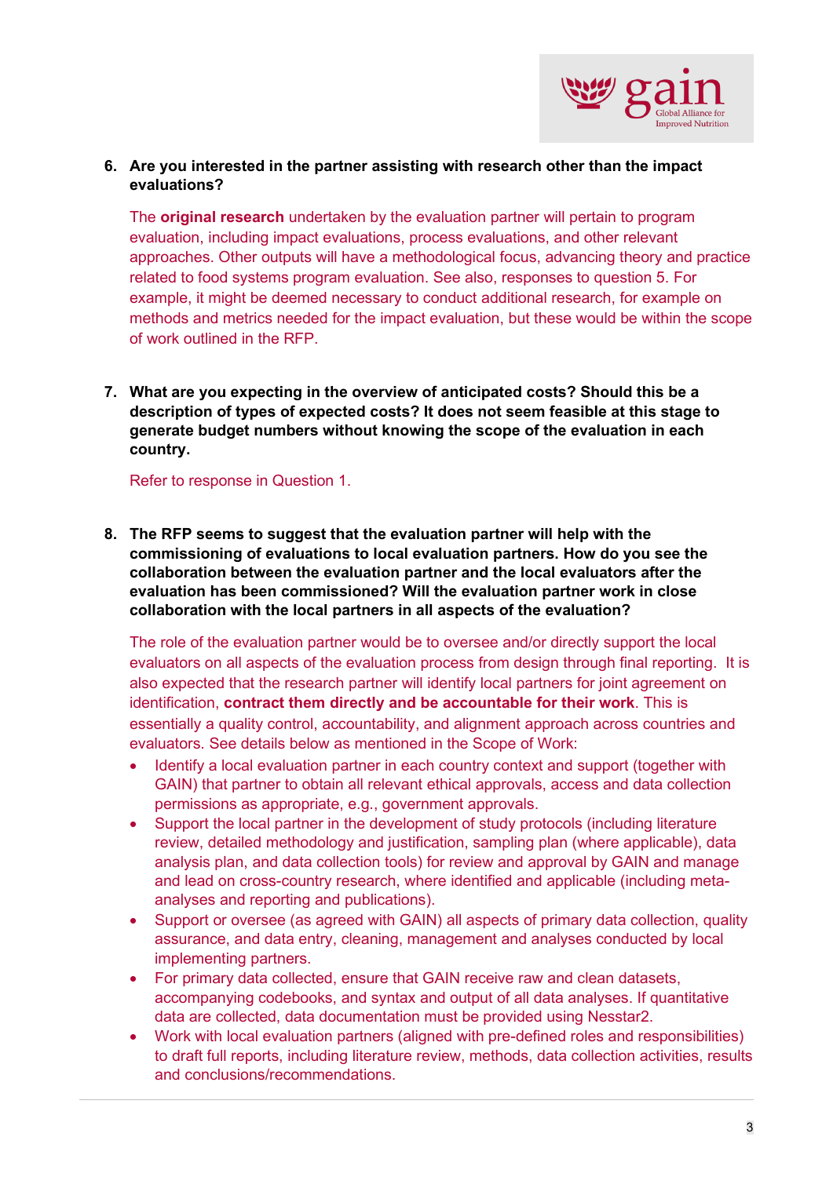6. **Are you interested in the partner assisting with research other than the impact evaluations?**

   The **original research** undertaken by the evaluation partner will pertain to program evaluation, including impact evaluations, process evaluations, and other relevant approaches. Other outputs will have a methodological focus, advancing theory and practice related to food systems program evaluation. See also, responses to question 5. For example, it might be deemed necessary to conduct additional research, for example on methods and metrics needed for the impact evaluation, but these would be within the scope of work outlined in the RFP.

7. **What are you expecting in the overview of anticipated costs? Should this be a description of types of expected costs? It does not seem feasible at this stage to generate budget numbers without knowing the scope of the evaluation in each country.**

   Refer to response in Question 1.

8. **The RFP seems to suggest that the evaluation partner will help with the commissioning of evaluations to local evaluation partners. How do you see the collaboration between the evaluation partner and the local evaluators after the evaluation has been commissioned? Will the evaluation partner work in close collaboration with the local partners in all aspects of the evaluation?**

   The role of the evaluation partner would be to oversee and/or directly support the local evaluators on all aspects of the evaluation process from design through final reporting. It is also expected that the research partner will identify local partners for joint agreement on identification, **contract them directly and be accountable for their work**. This is essentially a quality control, accountability, and alignment approach across countries and evaluators. See details below as mentioned in the Scope of Work:

   - Identify a local evaluation partner in each country context and support (together with GAIN) that partner to obtain all relevant ethical approvals, access and data collection permissions as appropriate, e.g., government approvals.
   - Support the local partner in the development of study protocols (including literature review, detailed methodology and justification, sampling plan (where applicable), data analysis plan, and data collection tools) for review and approval by GAIN and manage and lead on cross-country research, where identified and applicable (including meta-analyses and reporting and publications).
   - Support or oversee (as agreed with GAIN) all aspects of primary data collection, quality assurance, and data entry, cleaning, management and analyses conducted by local implementing partners.
   - For primary data collected, ensure that GAIN receive raw and clean datasets, accompanying codebooks, and syntax and output of all data analyses. If quantitative data are collected, data documentation must be provided using Nesstar2.
   - Work with local evaluation partners (aligned with pre-defined roles and responsibilities) to draft full reports, including literature review, methods, data collection activities, results and conclusions/recommendations.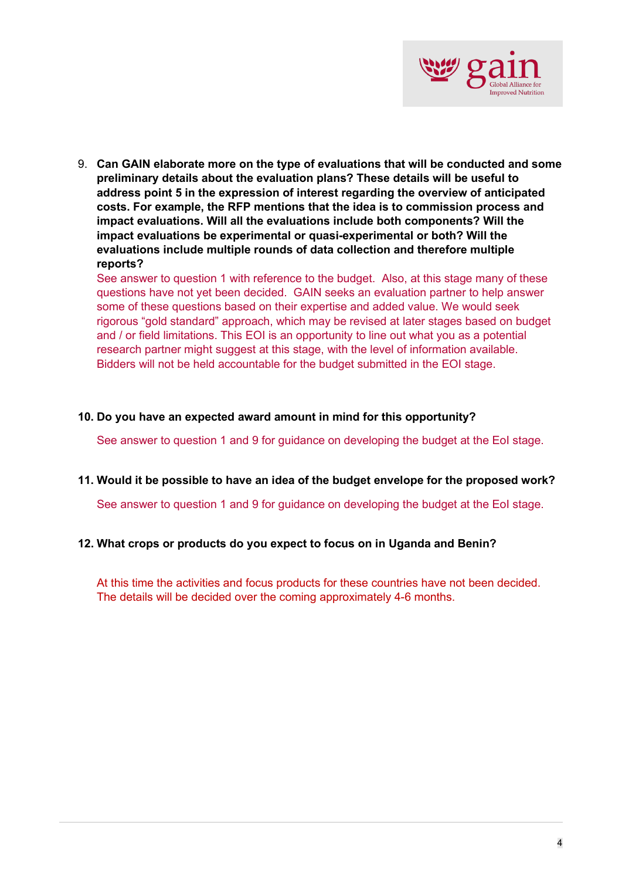9. **Can GAIN elaborate more on the type of evaluations that will be conducted and some preliminary details about the evaluation plans? These details will be useful to address point 5 in the expression of interest regarding the overview of anticipated costs. For example, the RFP mentions that the idea is to commission process and impact evaluations. Will all the evaluations include both components? Will the impact evaluations be experimental or quasi-experimental or both? Will the evaluations include multiple rounds of data collection and therefore multiple reports?**

   See answer to question 1 with reference to the budget. Also, at this stage many of these questions have not yet been decided. GAIN seeks an evaluation partner to help answer some of these questions based on their expertise and added value. We would seek rigorous "gold standard" approach, which may be revised at later stages based on budget and / or field limitations. This EOI is an opportunity to line out what you as a potential research partner might suggest at this stage, with the level of information available. Bidders will not be held accountable for the budget submitted in the EOI stage.

10. **Do you have an expected award amount in mind for this opportunity?**

    See answer to question 1 and 9 for guidance on developing the budget at the EoI stage.

11. **Would it be possible to have an idea of the budget envelope for the proposed work?**

    See answer to question 1 and 9 for guidance on developing the budget at the EoI stage.

12. **What crops or products do you expect to focus on in Uganda and Benin?**

    At this time the activities and focus products for these countries have not been decided. The details will be decided over the coming approximately 4-6 months.